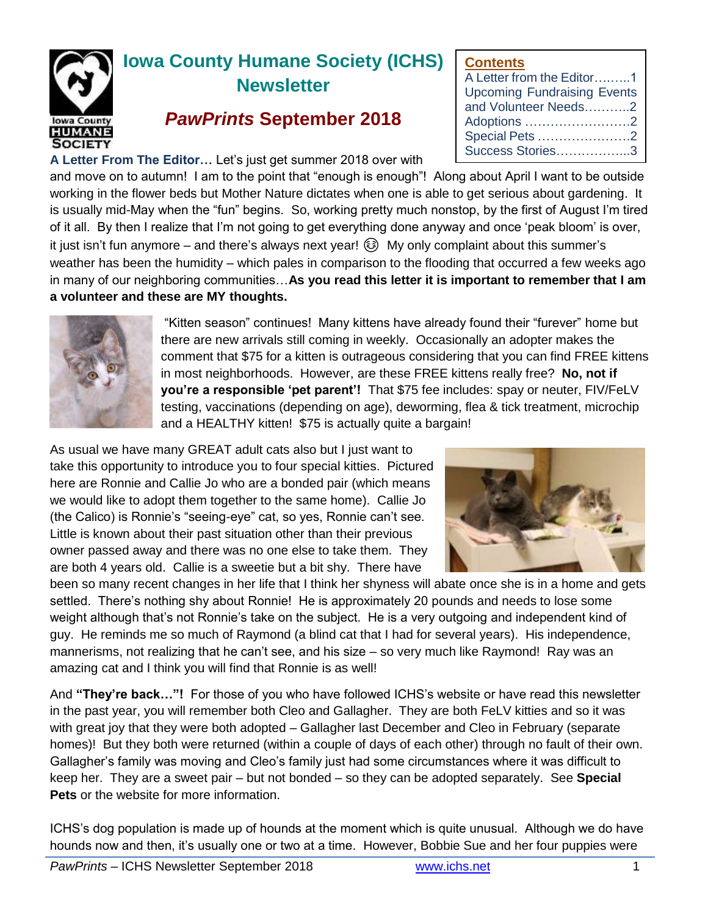# Iowa County Humane Society (ICHS) Newsletter

## *PawPrints* September 2018

**Contents**

- A Letter from the Editor………1
- Upcoming Fundraising Events and Volunteer Needs………..2
- Adoptions ……………………..2
- Special Pets …………………..2
- Success Stories……………...3

**A Letter From The Editor…** Let's just get summer 2018 over with and move on to autumn! I am to the point that "enough is enough"! Along about April I want to be outside working in the flower beds but Mother Nature dictates when one is able to get serious about gardening. It is usually mid-May when the "fun" begins. So, working pretty much nonstop, by the first of August I'm tired of it all. By then I realize that I'm not going to get everything done anyway and once 'peak bloom' is over, it just isn't fun anymore – and there's always next year! 😊 My only complaint about this summer's weather has been the humidity – which pales in comparison to the flooding that occurred a few weeks ago in many of our neighboring communities…**As you read this letter it is important to remember that I am a volunteer and these are MY thoughts.**

"Kitten season" continues! Many kittens have already found their "furever" home but there are new arrivals still coming in weekly. Occasionally an adopter makes the comment that $75 for a kitten is outrageous considering that you can find FREE kittens in most neighborhoods. However, are these FREE kittens really free? **No, not if you're a responsible 'pet parent'!** That $75 fee includes: spay or neuter, FIV/FeLV testing, vaccinations (depending on age), deworming, flea & tick treatment, microchip and a HEALTHY kitten! $75 is actually quite a bargain!

As usual we have many GREAT adult cats also but I just want to take this opportunity to introduce you to four special kitties. Pictured here are Ronnie and Callie Jo who are a bonded pair (which means we would like to adopt them together to the same home). Callie Jo (the Calico) is Ronnie's "seeing-eye" cat, so yes, Ronnie can't see. Little is known about their past situation other than their previous owner passed away and there was no one else to take them. They are both 4 years old. Callie is a sweetie but a bit shy. There have been so many recent changes in her life that I think her shyness will abate once she is in a home and gets settled. There's nothing shy about Ronnie! He is approximately 20 pounds and needs to lose some weight although that's not Ronnie's take on the subject. He is a very outgoing and independent kind of guy. He reminds me so much of Raymond (a blind cat that I had for several years). His independence, mannerisms, not realizing that he can't see, and his size – so very much like Raymond! Ray was an amazing cat and I think you will find that Ronnie is as well!

And **"They're back…"!** For those of you who have followed ICHS's website or have read this newsletter in the past year, you will remember both Cleo and Gallagher. They are both FeLV kitties and so it was with great joy that they were both adopted – Gallagher last December and Cleo in February (separate homes)! But they both were returned (within a couple of days of each other) through no fault of their own. Gallagher's family was moving and Cleo's family just had some circumstances where it was difficult to keep her. They are a sweet pair – but not bonded – so they can be adopted separately. See **Special Pets** or the website for more information.

ICHS's dog population is made up of hounds at the moment which is quite unusual. Although we do have hounds now and then, it's usually one or two at a time. However, Bobbie Sue and her four puppies were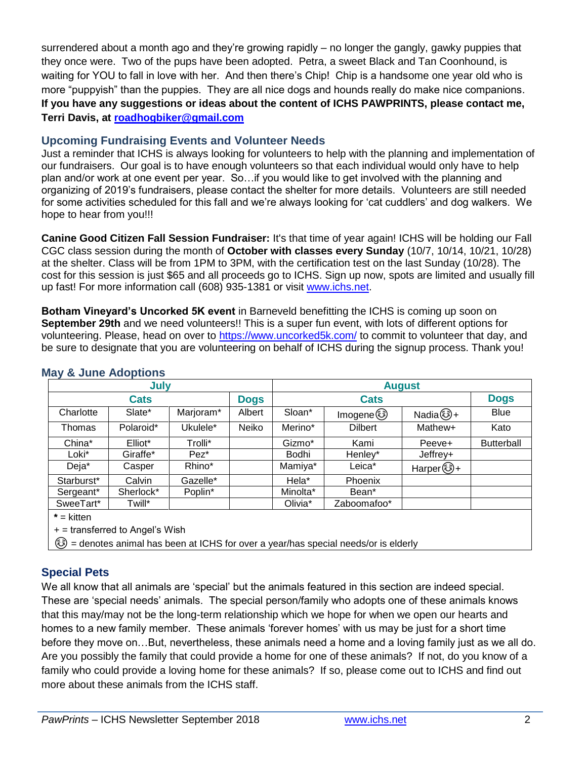surrendered about a month ago and they're growing rapidly – no longer the gangly, gawky puppies that they once were. Two of the pups have been adopted. Petra, a sweet Black and Tan Coonhound, is waiting for YOU to fall in love with her. And then there's Chip! Chip is a handsome one year old who is more "puppyish" than the puppies. They are all nice dogs and hounds really do make nice companions. **If you have any suggestions or ideas about the content of ICHS PAWPRINTS, please contact me, Terri Davis, at roadhogbiker@gmail.com**

## Upcoming Fundraising Events and Volunteer Needs

Just a reminder that ICHS is always looking for volunteers to help with the planning and implementation of our fundraisers. Our goal is to have enough volunteers so that each individual would only have to help plan and/or work at one event per year. So…if you would like to get involved with the planning and organizing of 2019's fundraisers, please contact the shelter for more details. Volunteers are still needed for some activities scheduled for this fall and we're always looking for 'cat cuddlers' and dog walkers. We hope to hear from you!!!

**Canine Good Citizen Fall Session Fundraiser:** It's that time of year again! ICHS will be holding our Fall CGC class session during the month of **October with classes every Sunday** (10/7, 10/14, 10/21, 10/28) at the shelter. Class will be from 1PM to 3PM, with the certification test on the last Sunday (10/28). The cost for this session is just $65 and all proceeds go to ICHS. Sign up now, spots are limited and usually fill up fast! For more information call (608) 935-1381 or visit www.ichs.net.

**Botham Vineyard's Uncorked 5K event** in Barneveld benefitting the ICHS is coming up soon on **September 29th** and we need volunteers!! This is a super fun event, with lots of different options for volunteering. Please, head on over to https://www.uncorked5k.com/ to commit to volunteer that day, and be sure to designate that you are volunteering on behalf of ICHS during the signup process. Thank you!

## May & June Adoptions

| July | | | | August | | | |
|---|---|---|---|---|---|---|---|
| Cats | | | Dogs | Cats | | | Dogs |
| Charlotte | Slate* | Marjoram* | Albert | Sloan* | Imogene😊 | Nadia😊+ | Blue |
| Thomas | Polaroid* | Ukulele* | Neiko | Merino* | Dilbert | Mathew+ | Kato |
| China* | Elliot* | Trolli* | | Gizmo* | Kami | Peeve+ | Butterball |
| Loki* | Giraffe* | Pez* | | Bodhi | Henley* | Jeffrey+ | |
| Deja* | Casper | Rhino* | | Mamiya* | Leica* | Harper😊+ | |
| Starburst* | Calvin | Gazelle* | | Hela* | Phoenix | | |
| Sergeant* | Sherlock* | Poplin* | | Minolta* | Bean* | | |
| SweeTart* | Twill* | | | Olivia* | Zaboomafoo* | | |

* = kitten
+ = transferred to Angel's Wish
😊 = denotes animal has been at ICHS for over a year/has special needs/or is elderly

## Special Pets

We all know that all animals are 'special' but the animals featured in this section are indeed special. These are 'special needs' animals. The special person/family who adopts one of these animals knows that this may/may not be the long-term relationship which we hope for when we open our hearts and homes to a new family member. These animals 'forever homes' with us may be just for a short time before they move on…But, nevertheless, these animals need a home and a loving family just as we all do. Are you possibly the family that could provide a home for one of these animals? If not, do you know of a family who could provide a loving home for these animals? If so, please come out to ICHS and find out more about these animals from the ICHS staff.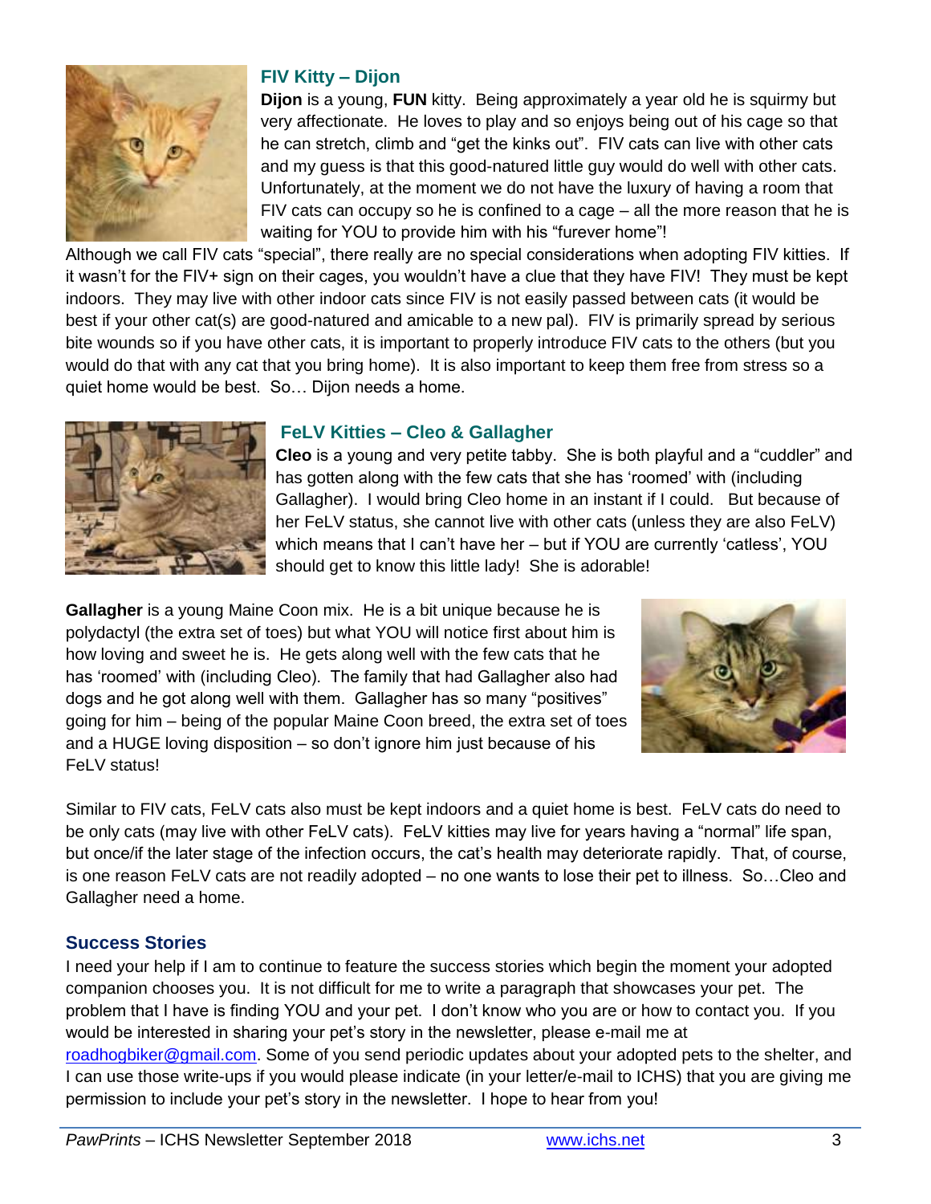### FIV Kitty – Dijon

**Dijon** is a young, **FUN** kitty. Being approximately a year old he is squirmy but very affectionate. He loves to play and so enjoys being out of his cage so that he can stretch, climb and "get the kinks out". FIV cats can live with other cats and my guess is that this good-natured little guy would do well with other cats. Unfortunately, at the moment we do not have the luxury of having a room that FIV cats can occupy so he is confined to a cage – all the more reason that he is waiting for YOU to provide him with his "furever home"!

Although we call FIV cats "special", there really are no special considerations when adopting FIV kitties. If it wasn't for the FIV+ sign on their cages, you wouldn't have a clue that they have FIV! They must be kept indoors. They may live with other indoor cats since FIV is not easily passed between cats (it would be best if your other cat(s) are good-natured and amicable to a new pal). FIV is primarily spread by serious bite wounds so if you have other cats, it is important to properly introduce FIV cats to the others (but you would do that with any cat that you bring home). It is also important to keep them free from stress so a quiet home would be best. So… Dijon needs a home.

### FeLV Kitties – Cleo & Gallagher

**Cleo** is a young and very petite tabby. She is both playful and a "cuddler" and has gotten along with the few cats that she has 'roomed' with (including Gallagher). I would bring Cleo home in an instant if I could. But because of her FeLV status, she cannot live with other cats (unless they are also FeLV) which means that I can't have her – but if YOU are currently 'catless', YOU should get to know this little lady! She is adorable!

**Gallagher** is a young Maine Coon mix. He is a bit unique because he is polydactyl (the extra set of toes) but what YOU will notice first about him is how loving and sweet he is. He gets along well with the few cats that he has 'roomed' with (including Cleo). The family that had Gallagher also had dogs and he got along well with them. Gallagher has so many "positives" going for him – being of the popular Maine Coon breed, the extra set of toes and a HUGE loving disposition – so don't ignore him just because of his FeLV status!

Similar to FIV cats, FeLV cats also must be kept indoors and a quiet home is best. FeLV cats do need to be only cats (may live with other FeLV cats). FeLV kitties may live for years having a "normal" life span, but once/if the later stage of the infection occurs, the cat's health may deteriorate rapidly. That, of course, is one reason FeLV cats are not readily adopted – no one wants to lose their pet to illness. So…Cleo and Gallagher need a home.

### Success Stories

I need your help if I am to continue to feature the success stories which begin the moment your adopted companion chooses you. It is not difficult for me to write a paragraph that showcases your pet. The problem that I have is finding YOU and your pet. I don't know who you are or how to contact you. If you would be interested in sharing your pet's story in the newsletter, please e-mail me at roadhogbiker@gmail.com. Some of you send periodic updates about your adopted pets to the shelter, and I can use those write-ups if you would please indicate (in your letter/e-mail to ICHS) that you are giving me permission to include your pet's story in the newsletter. I hope to hear from you!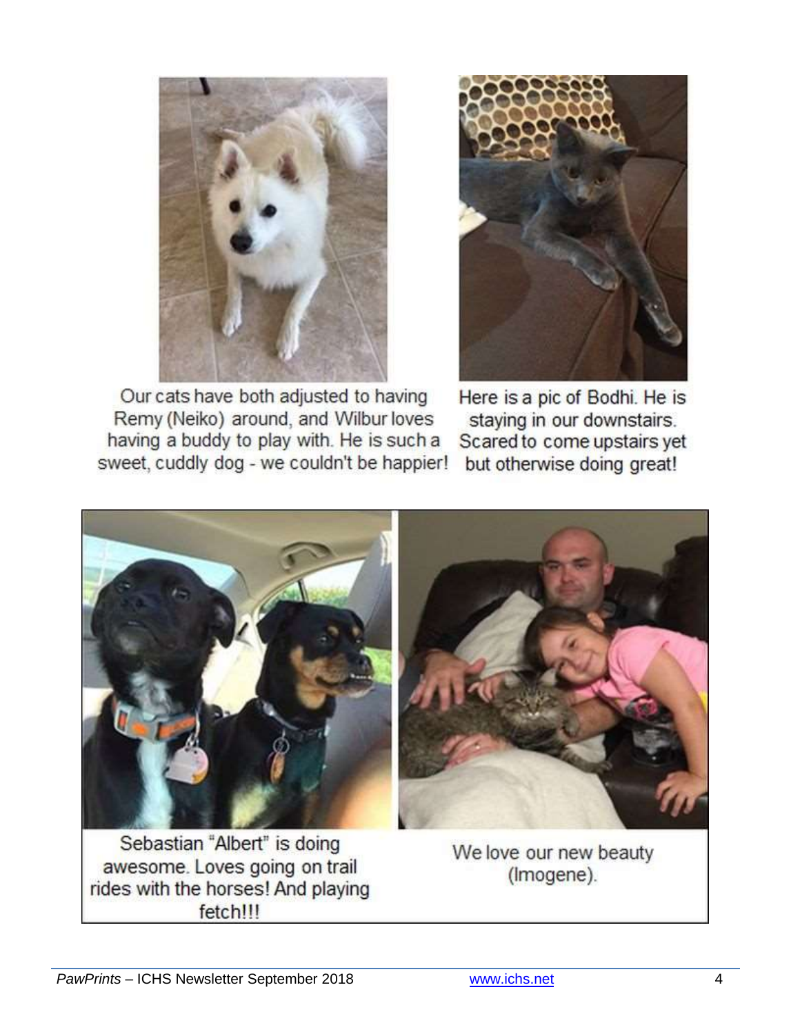Our cats have both adjusted to having Remy (Neiko) around, and Wilbur loves having a buddy to play with. He is such a sweet, cuddly dog - we couldn't be happier!

Here is a pic of Bodhi. He is staying in our downstairs. Scared to come upstairs yet but otherwise doing great!

Sebastian "Albert" is doing awesome. Loves going on trail rides with the horses! And playing fetch!!!

We love our new beauty (Imogene).